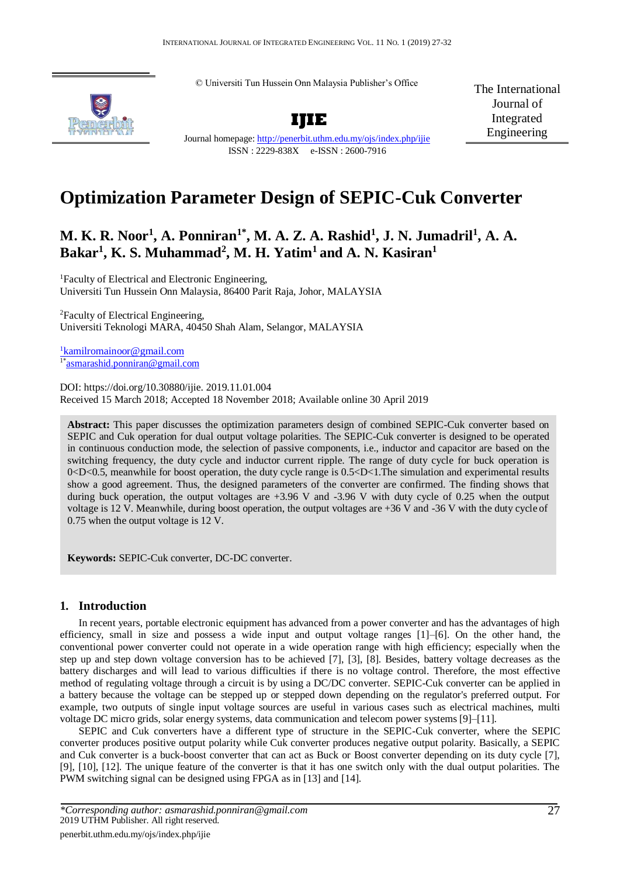© Universiti Tun Hussein Onn Malaysia Publisher's Office

**IJIE**

Journal homepage: http://penerbit.uthm.edu.my/ojs/index.php/ijie

ISSN : 2229-838X e-ISSN : 2600-7916

The International Journal of Integrated Engineering

# Optimization Parameter Design of SEPIC-Cuk Converter

**M. K. R. Noor[1], A. Ponniran[1*], M. A. Z. A. Rashid[1], J. N. Jumadril[1], A. A. Bakar[1], K. S. Muhammad[2], M. H. Yatim[1] and A. N. Kasiran[1]**

[1]Faculty of Electrical and Electronic Engineering,
Universiti Tun Hussein Onn Malaysia, 86400 Parit Raja, Johor, MALAYSIA

[2]Faculty of Electrical Engineering,
Universiti Teknologi MARA, 40450 Shah Alam, Selangor, MALAYSIA

[1]kamilromainoor@gmail.com
[1*]asmarashid.ponniran@gmail.com

DOI: https://doi.org/10.30880/ijie. 2019.11.01.004
Received 15 March 2018; Accepted 18 November 2018; Available online 30 April 2019

**Abstract:** This paper discusses the optimization parameters design of combined SEPIC-Cuk converter based on SEPIC and Cuk operation for dual output voltage polarities. The SEPIC-Cuk converter is designed to be operated in continuous conduction mode, the selection of passive components, i.e., inductor and capacitor are based on the switching frequency, the duty cycle and inductor current ripple. The range of duty cycle for buck operation is $0<D<0.5$, meanwhile for boost operation, the duty cycle range is $0.5<D<1$.The simulation and experimental results show a good agreement. Thus, the designed parameters of the converter are confirmed. The finding shows that during buck operation, the output voltages are +3.96 V and -3.96 V with duty cycle of 0.25 when the output voltage is 12 V. Meanwhile, during boost operation, the output voltages are +36 V and -36 V with the duty cycle of 0.75 when the output voltage is 12 V.

**Keywords:** SEPIC-Cuk converter, DC-DC converter.

## 1. Introduction

In recent years, portable electronic equipment has advanced from a power converter and has the advantages of high efficiency, small in size and possess a wide input and output voltage ranges [1]–[6]. On the other hand, the conventional power converter could not operate in a wide operation range with high efficiency; especially when the step up and step down voltage conversion has to be achieved [7], [3], [8]. Besides, battery voltage decreases as the battery discharges and will lead to various difficulties if there is no voltage control. Therefore, the most effective method of regulating voltage through a circuit is by using a DC/DC converter. SEPIC-Cuk converter can be applied in a battery because the voltage can be stepped up or stepped down depending on the regulator's preferred output. For example, two outputs of single input voltage sources are useful in various cases such as electrical machines, multi voltage DC micro grids, solar energy systems, data communication and telecom power systems [9]–[11].

SEPIC and Cuk converters have a different type of structure in the SEPIC-Cuk converter, where the SEPIC converter produces positive output polarity while Cuk converter produces negative output polarity. Basically, a SEPIC and Cuk converter is a buck-boost converter that can act as Buck or Boost converter depending on its duty cycle [7], [9], [10], [12]. The unique feature of the converter is that it has one switch only with the dual output polarities. The PWM switching signal can be designed using FPGA as in [13] and [14].

*\*Corresponding author: asmarashid.ponniran@gmail.com*
2019 UTHM Publisher. All right reserved.
penerbit.uthm.edu.my/ojs/index.php/ijie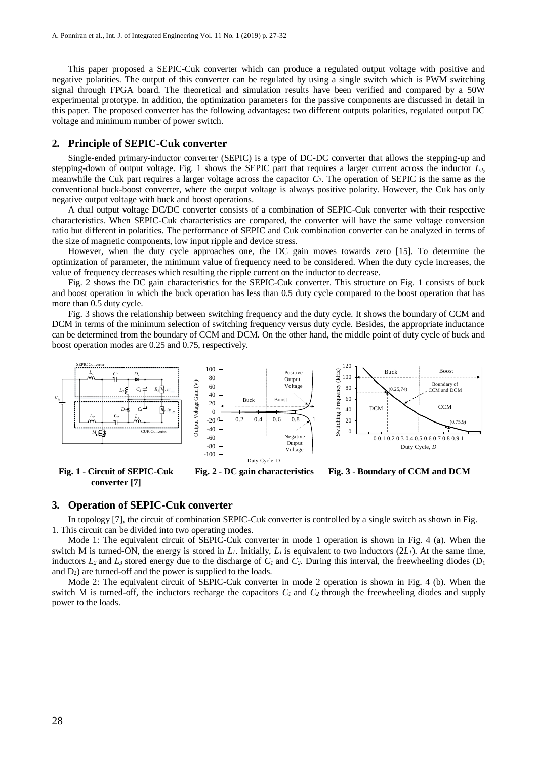This paper proposed a SEPIC-Cuk converter which can produce a regulated output voltage with positive and negative polarities. The output of this converter can be regulated by using a single switch which is PWM switching signal through FPGA board. The theoretical and simulation results have been verified and compared by a 50W experimental prototype. In addition, the optimization parameters for the passive components are discussed in detail in this paper. The proposed converter has the following advantages: two different outputs polarities, regulated output DC voltage and minimum number of power switch.

## 2. Principle of SEPIC-Cuk converter

Single-ended primary-inductor converter (SEPIC) is a type of DC-DC converter that allows the stepping-up and stepping-down of output voltage. Fig. 1 shows the SEPIC part that requires a larger current across the inductor $L_2$, meanwhile the Cuk part requires a larger voltage across the capacitor $C_2$. The operation of SEPIC is the same as the conventional buck-boost converter, where the output voltage is always positive polarity. However, the Cuk has only negative output voltage with buck and boost operations.

A dual output voltage DC/DC converter consists of a combination of SEPIC-Cuk converter with their respective characteristics. When SEPIC-Cuk characteristics are compared, the converter will have the same voltage conversion ratio but different in polarities. The performance of SEPIC and Cuk combination converter can be analyzed in terms of the size of magnetic components, low input ripple and device stress.

However, when the duty cycle approaches one, the DC gain moves towards zero [15]. To determine the optimization of parameter, the minimum value of frequency need to be considered. When the duty cycle increases, the value of frequency decreases which resulting the ripple current on the inductor to decrease.

Fig. 2 shows the DC gain characteristics for the SEPIC-Cuk converter. This structure on Fig. 1 consists of buck and boost operation in which the buck operation has less than 0.5 duty cycle compared to the boost operation that has more than 0.5 duty cycle.

Fig. 3 shows the relationship between switching frequency and the duty cycle. It shows the boundary of CCM and DCM in terms of the minimum selection of switching frequency versus duty cycle. Besides, the appropriate inductance can be determined from the boundary of CCM and DCM. On the other hand, the middle point of duty cycle of buck and boost operation modes are 0.25 and 0.75, respectively.

**Fig. 1 - Circuit of SEPIC-Cuk converter [7]**

**Fig. 2 - DC gain characteristics**

**Fig. 3 - Boundary of CCM and DCM**

## 3. Operation of SEPIC-Cuk converter

In topology [7], the circuit of combination SEPIC-Cuk converter is controlled by a single switch as shown in Fig. 1. This circuit can be divided into two operating modes.

Mode 1: The equivalent circuit of SEPIC-Cuk converter in mode 1 operation is shown in Fig. 4 (a). When the switch M is turned-ON, the energy is stored in $L_1$. Initially, $L_1$ is equivalent to two inductors ($2L_1$). At the same time, inductors $L_2$ and $L_3$ stored energy due to the discharge of $C_1$ and $C_2$. During this interval, the freewheeling diodes ($D_1$ and $D_2$) are turned-off and the power is supplied to the loads.

Mode 2: The equivalent circuit of SEPIC-Cuk converter in mode 2 operation is shown in Fig. 4 (b). When the switch M is turned-off, the inductors recharge the capacitors $C_1$ and $C_2$ through the freewheeling diodes and supply power to the loads.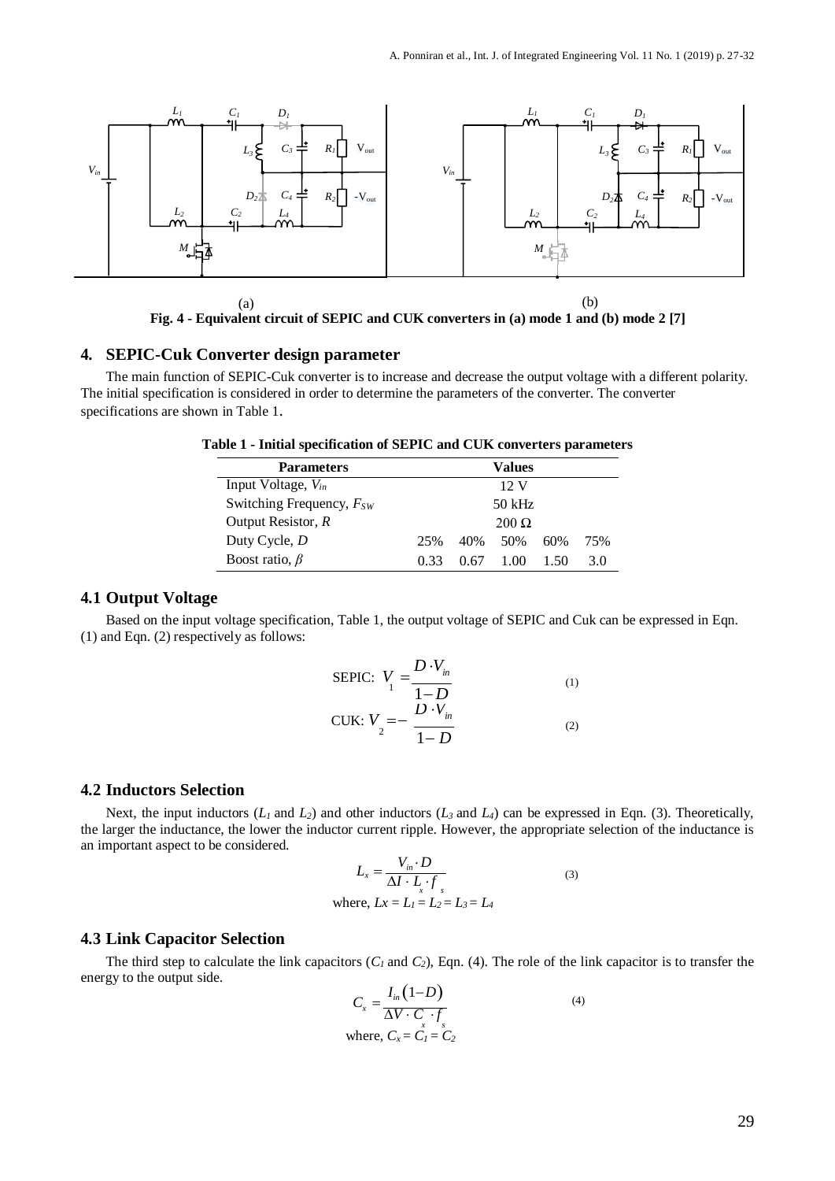(a)

(b)

**Fig. 4 - Equivalent circuit of SEPIC and CUK converters in (a) mode 1 and (b) mode 2 [7]**

## 4. SEPIC-Cuk Converter design parameter

The main function of SEPIC-Cuk converter is to increase and decrease the output voltage with a different polarity. The initial specification is considered in order to determine the parameters of the converter. The converter specifications are shown in Table 1.

**Table 1 - Initial specification of SEPIC and CUK converters parameters**

| Parameters | Values | | | | |
|---|---|---|---|---|---|
| Input Voltage, $V_{in}$ | 12 V | | | | |
| Switching Frequency, $F_{SW}$ | 50 kHz | | | | |
| Output Resistor, $R$ | 200 Ω | | | | |
| Duty Cycle, $D$ | 25% | 40% | 50% | 60% | 75% |
| Boost ratio, $\beta$ | 0.33 | 0.67 | 1.00 | 1.50 | 3.0 |

### 4.1 Output Voltage

Based on the input voltage specification, Table 1, the output voltage of SEPIC and Cuk can be expressed in Eqn. (1) and Eqn. (2) respectively as follows:

$$\text{SEPIC: } V_1 = \frac{D \cdot V_{in}}{1-D} \quad (1)$$

$$\text{CUK: } V_2 = -\frac{D \cdot V_{in}}{1-D} \quad (2)$$

### 4.2 Inductors Selection

Next, the input inductors ($L_1$ and $L_2$) and other inductors ($L_3$ and $L_4$) can be expressed in Eqn. (3). Theoretically, the larger the inductance, the lower the inductor current ripple. However, the appropriate selection of the inductance is an important aspect to be considered.

$$L_x = \frac{V_{in} \cdot D}{\Delta I \cdot L_x \cdot f_s} \quad (3)$$

where, $Lx = L_1 = L_2 = L_3 = L_4$

### 4.3 Link Capacitor Selection

The third step to calculate the link capacitors ($C_1$ and $C_2$), Eqn. (4). The role of the link capacitor is to transfer the energy to the output side.

$$C_x = \frac{I_{in}(1-D)}{\Delta V \cdot C_x \cdot f_s} \quad (4)$$

where, $C_x = C_1 = C_2$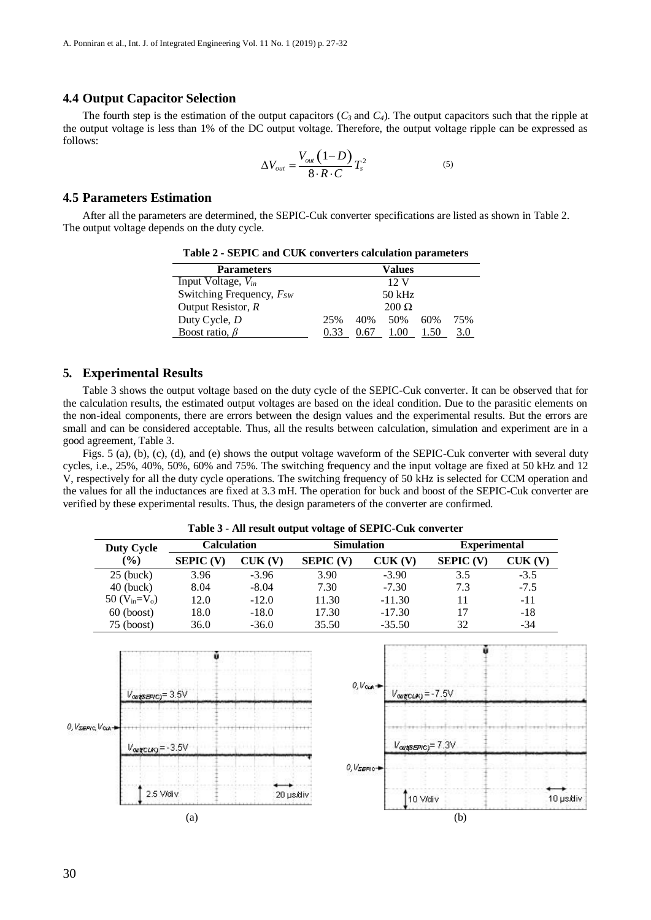### 4.4 Output Capacitor Selection

The fourth step is the estimation of the output capacitors ($C_3$ and $C_4$). The output capacitors such that the ripple at the output voltage is less than 1% of the DC output voltage. Therefore, the output voltage ripple can be expressed as follows:

$$\Delta V_{out} = \frac{V_{out}\left(1-D\right)}{8 \cdot R \cdot C} T_s^2 \tag{5}$$

### 4.5 Parameters Estimation

After all the parameters are determined, the SEPIC-Cuk converter specifications are listed as shown in Table 2. The output voltage depends on the duty cycle.

**Table 2 - SEPIC and CUK converters calculation parameters**

| Parameters | Values | | | | |
|---|---|---|---|---|---|
| Input Voltage, $V_{in}$ | 12 V | | | | |
| Switching Frequency, $F_{SW}$ | 50 kHz | | | | |
| Output Resistor, $R$ | 200 Ω | | | | |
| Duty Cycle, $D$ | 25% | 40% | 50% | 60% | 75% |
| Boost ratio, $\beta$ | 0.33 | 0.67 | 1.00 | 1.50 | 3.0 |

## 5. Experimental Results

Table 3 shows the output voltage based on the duty cycle of the SEPIC-Cuk converter. It can be observed that for the calculation results, the estimated output voltages are based on the ideal condition. Due to the parasitic elements on the non-ideal components, there are errors between the design values and the experimental results. But the errors are small and can be considered acceptable. Thus, all the results between calculation, simulation and experiment are in a good agreement, Table 3.

Figs. 5 (a), (b), (c), (d), and (e) shows the output voltage waveform of the SEPIC-Cuk converter with several duty cycles, i.e., 25%, 40%, 50%, 60% and 75%. The switching frequency and the input voltage are fixed at 50 kHz and 12 V, respectively for all the duty cycle operations. The switching frequency of 50 kHz is selected for CCM operation and the values for all the inductances are fixed at 3.3 mH. The operation for buck and boost of the SEPIC-Cuk converter are verified by these experimental results. Thus, the design parameters of the converter are confirmed.

**Table 3 - All result output voltage of SEPIC-Cuk converter**

| Duty Cycle (%) | Calculation | | Simulation | | Experimental | |
|---|---|---|---|---|---|---|
| | SEPIC (V) | CUK (V) | SEPIC (V) | CUK (V) | SEPIC (V) | CUK (V) |
| 25 (buck) | 3.96 | -3.96 | 3.90 | -3.90 | 3.5 | -3.5 |
| 40 (buck) | 8.04 | -8.04 | 7.30 | -7.30 | 7.3 | -7.5 |
| 50 ($V_{in}$=$V_o$) | 12.0 | -12.0 | 11.30 | -11.30 | 11 | -11 |
| 60 (boost) | 18.0 | -18.0 | 17.30 | -17.30 | 17 | -18 |
| 75 (boost) | 36.0 | -36.0 | 35.50 | -35.50 | 32 | -34 |

(a)

(b)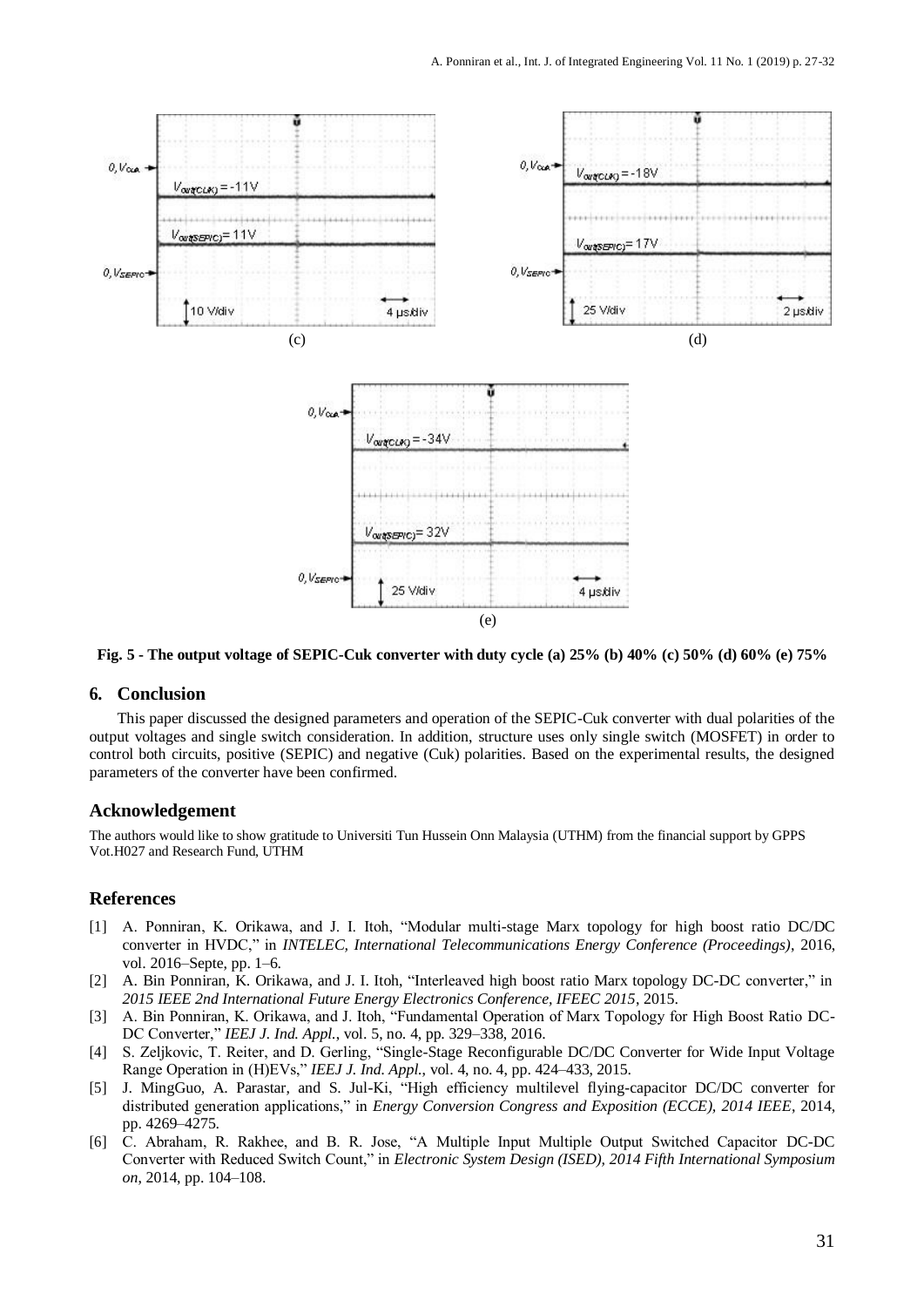Fig. 5 - The output voltage of SEPIC-Cuk converter with duty cycle (a) 25% (b) 40% (c) 50% (d) 60% (e) 75%

## 6. Conclusion

This paper discussed the designed parameters and operation of the SEPIC-Cuk converter with dual polarities of the output voltages and single switch consideration. In addition, structure uses only single switch (MOSFET) in order to control both circuits, positive (SEPIC) and negative (Cuk) polarities. Based on the experimental results, the designed parameters of the converter have been confirmed.

## Acknowledgement

The authors would like to show gratitude to Universiti Tun Hussein Onn Malaysia (UTHM) from the financial support by GPPS Vot.H027 and Research Fund, UTHM

## References

[1] A. Ponniran, K. Orikawa, and J. I. Itoh, "Modular multi-stage Marx topology for high boost ratio DC/DC converter in HVDC," in *INTELEC, International Telecommunications Energy Conference (Proceedings)*, 2016, vol. 2016–Septe, pp. 1–6.

[2] A. Bin Ponniran, K. Orikawa, and J. I. Itoh, "Interleaved high boost ratio Marx topology DC-DC converter," in *2015 IEEE 2nd International Future Energy Electronics Conference, IFEEC 2015*, 2015.

[3] A. Bin Ponniran, K. Orikawa, and J. Itoh, "Fundamental Operation of Marx Topology for High Boost Ratio DC-DC Converter," *IEEJ J. Ind. Appl.*, vol. 5, no. 4, pp. 329–338, 2016.

[4] S. Zeljkovic, T. Reiter, and D. Gerling, "Single-Stage Reconfigurable DC/DC Converter for Wide Input Voltage Range Operation in (H)EVs," *IEEJ J. Ind. Appl.*, vol. 4, no. 4, pp. 424–433, 2015.

[5] J. MingGuo, A. Parastar, and S. Jul-Ki, "High efficiency multilevel flying-capacitor DC/DC converter for distributed generation applications," in *Energy Conversion Congress and Exposition (ECCE), 2014 IEEE*, 2014, pp. 4269–4275.

[6] C. Abraham, R. Rakhee, and B. R. Jose, "A Multiple Input Multiple Output Switched Capacitor DC-DC Converter with Reduced Switch Count," in *Electronic System Design (ISED), 2014 Fifth International Symposium on*, 2014, pp. 104–108.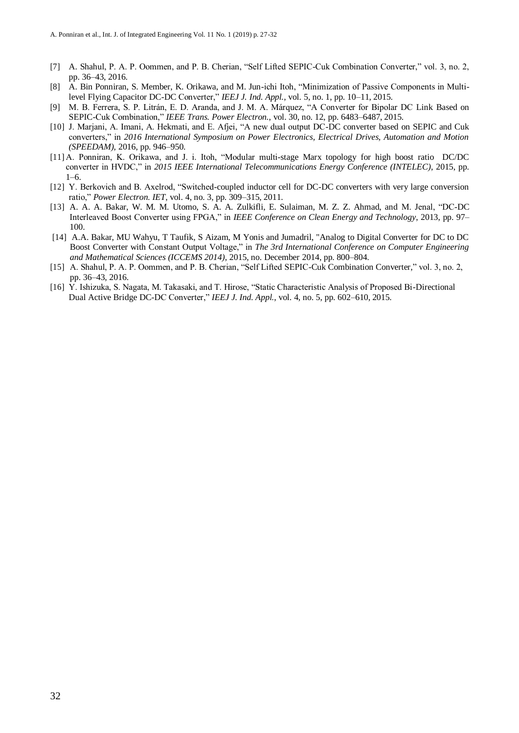[7] A. Shahul, P. A. P. Oommen, and P. B. Cherian, "Self Lifted SEPIC-Cuk Combination Converter," vol. 3, no. 2, pp. 36–43, 2016.

[8] A. Bin Ponniran, S. Member, K. Orikawa, and M. Jun-ichi Itoh, "Minimization of Passive Components in Multi-level Flying Capacitor DC-DC Converter," *IEEJ J. Ind. Appl.*, vol. 5, no. 1, pp. 10–11, 2015.

[9] M. B. Ferrera, S. P. Litrán, E. D. Aranda, and J. M. A. Márquez, "A Converter for Bipolar DC Link Based on SEPIC-Cuk Combination," *IEEE Trans. Power Electron.*, vol. 30, no. 12, pp. 6483–6487, 2015.

[10] J. Marjani, A. Imani, A. Hekmati, and E. Afjei, "A new dual output DC-DC converter based on SEPIC and Cuk converters," in *2016 International Symposium on Power Electronics, Electrical Drives, Automation and Motion (SPEEDAM)*, 2016, pp. 946–950.

[11] A. Ponniran, K. Orikawa, and J. i. Itoh, "Modular multi-stage Marx topology for high boost ratio DC/DC converter in HVDC," in *2015 IEEE International Telecommunications Energy Conference (INTELEC)*, 2015, pp. 1–6.

[12] Y. Berkovich and B. Axelrod, "Switched-coupled inductor cell for DC-DC converters with very large conversion ratio," *Power Electron. IET*, vol. 4, no. 3, pp. 309–315, 2011.

[13] A. A. A. Bakar, W. M. M. Utomo, S. A. A. Zulkifli, E. Sulaiman, M. Z. Z. Ahmad, and M. Jenal, "DC-DC Interleaved Boost Converter using FPGA," in *IEEE Conference on Clean Energy and Technology*, 2013, pp. 97–100.

[14] A.A. Bakar, MU Wahyu, T Taufik, S Aizam, M Yonis and Jumadril, "Analog to Digital Converter for DC to DC Boost Converter with Constant Output Voltage," in *The 3rd International Conference on Computer Engineering and Mathematical Sciences (ICCEMS 2014)*, 2015, no. December 2014, pp. 800–804.

[15] A. Shahul, P. A. P. Oommen, and P. B. Cherian, "Self Lifted SEPIC-Cuk Combination Converter," vol. 3, no. 2, pp. 36–43, 2016.

[16] Y. Ishizuka, S. Nagata, M. Takasaki, and T. Hirose, "Static Characteristic Analysis of Proposed Bi-Directional Dual Active Bridge DC-DC Converter," *IEEJ J. Ind. Appl.*, vol. 4, no. 5, pp. 602–610, 2015.